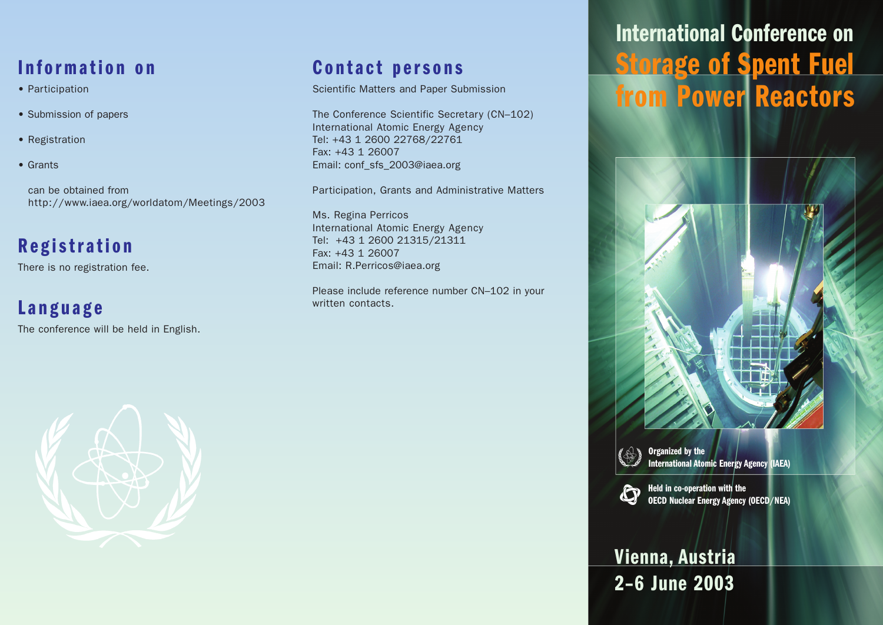# International Conference on Storage of Spent Fuel from Power Reactors

Organized by the International Atomic Energy Agency (IAEA)

Held in co-operation with the OECD Nuclear Energy Agency (OECD/NEA)

**Vienna, Austria**
**2–6 June 2003**

## Information on

- Participation
- Submission of papers
- Registration
- Grants

can be obtained from
http://www.iaea.org/worldatom/Meetings/2003

## Registration

There is no registration fee.

## Language

The conference will be held in English.

## Contact persons

Scientific Matters and Paper Submission

The Conference Scientific Secretary (CN–102)
International Atomic Energy Agency
Tel: +43 1 2600 22768/22761
Fax: +43 1 26007
Email: conf_sfs_2003@iaea.org

Participation, Grants and Administrative Matters

Ms. Regina Perricos
International Atomic Energy Agency
Tel: +43 1 2600 21315/21311
Fax: +43 1 26007
Email: R.Perricos@iaea.org

Please include reference number CN–102 in your written contacts.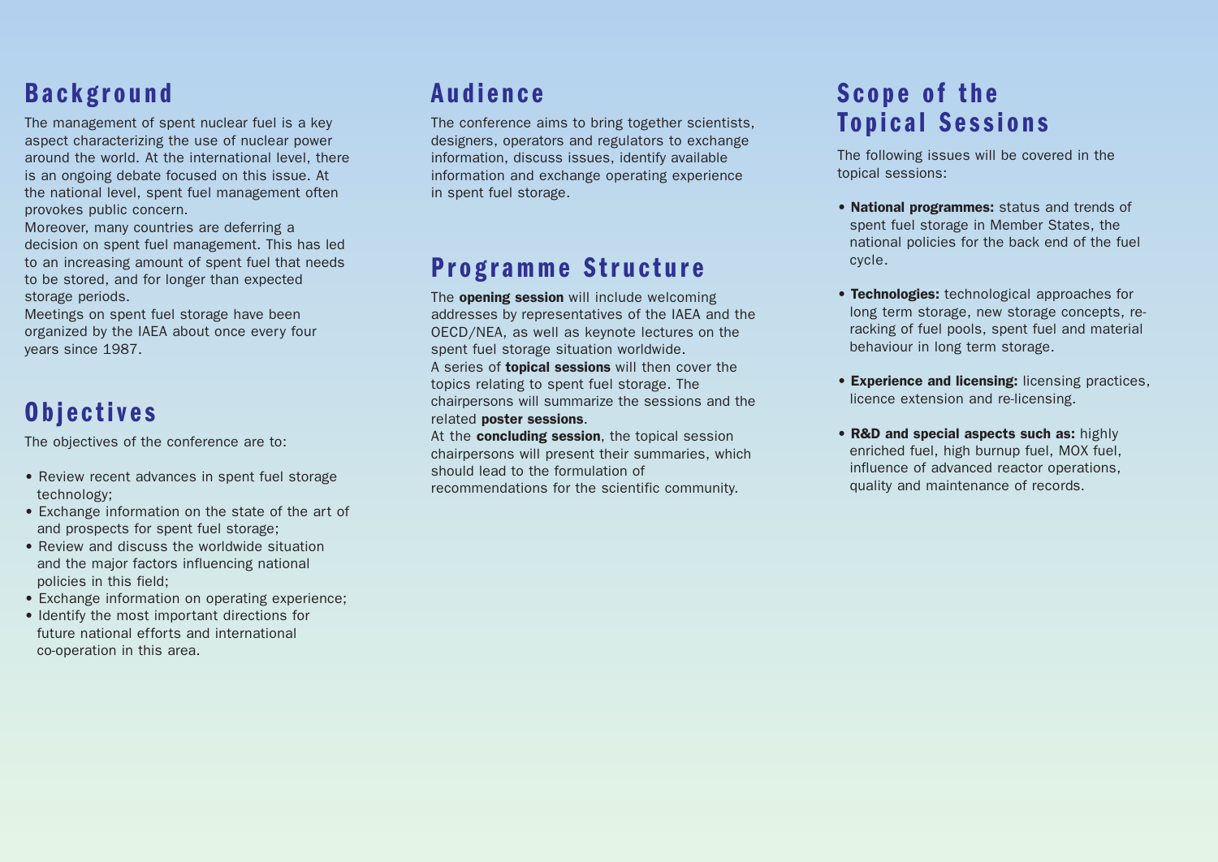## Background

The management of spent nuclear fuel is a key aspect characterizing the use of nuclear power around the world. At the international level, there is an ongoing debate focused on this issue. At the national level, spent fuel management often provokes public concern.

Moreover, many countries are deferring a decision on spent fuel management. This has led to an increasing amount of spent fuel that needs to be stored, and for longer than expected storage periods.

Meetings on spent fuel storage have been organized by the IAEA about once every four years since 1987.

## Objectives

The objectives of the conference are to:

- Review recent advances in spent fuel storage technology;
- Exchange information on the state of the art of and prospects for spent fuel storage;
- Review and discuss the worldwide situation and the major factors influencing national policies in this field;
- Exchange information on operating experience;
- Identify the most important directions for future national efforts and international co-operation in this area.

## Audience

The conference aims to bring together scientists, designers, operators and regulators to exchange information, discuss issues, identify available information and exchange operating experience in spent fuel storage.

## Programme Structure

The **opening session** will include welcoming addresses by representatives of the IAEA and the OECD/NEA, as well as keynote lectures on the spent fuel storage situation worldwide.

A series of **topical sessions** will then cover the topics relating to spent fuel storage. The chairpersons will summarize the sessions and the related **poster sessions**.

At the **concluding session**, the topical session chairpersons will present their summaries, which should lead to the formulation of recommendations for the scientific community.

## Scope of the Topical Sessions

The following issues will be covered in the topical sessions:

- **National programmes:** status and trends of spent fuel storage in Member States, the national policies for the back end of the fuel cycle.

- **Technologies:** technological approaches for long term storage, new storage concepts, re-racking of fuel pools, spent fuel and material behaviour in long term storage.

- **Experience and licensing:** licensing practices, licence extension and re-licensing.

- **R&D and special aspects such as:** highly enriched fuel, high burnup fuel, MOX fuel, influence of advanced reactor operations, quality and maintenance of records.